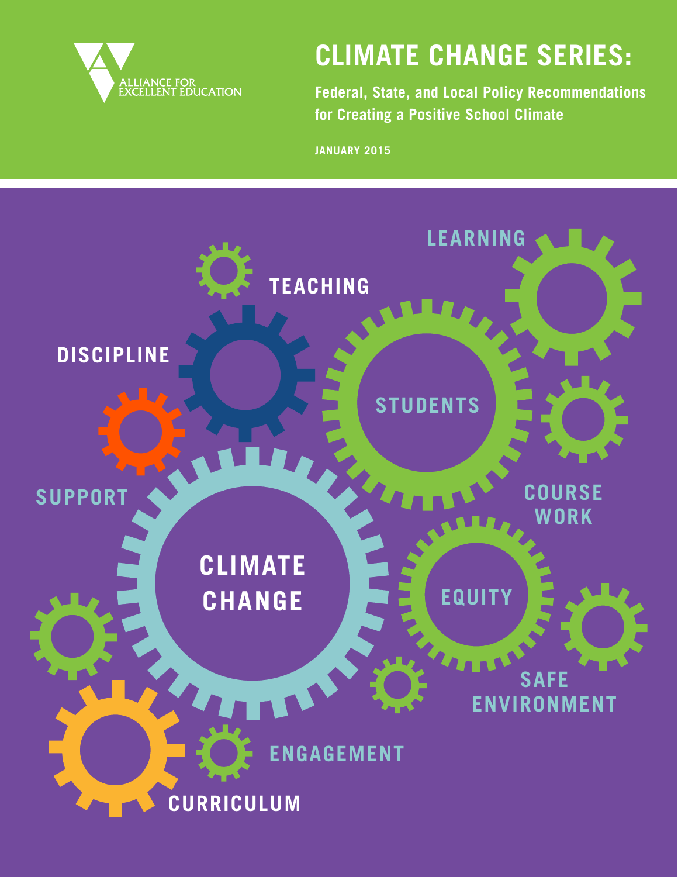ALLIANCE FOR EXCELLENT EDUCATION

# CLIMATE CHANGE SERIES:

**Federal, State, and Local Policy Recommendations for Creating a Positive School Climate**

JANUARY 2015

LEARNING

TEACHING

DISCIPLINE

STUDENTS

SUPPORT

COURSE WORK

CLIMATE CHANGE

EQUITY

SAFE ENVIRONMENT

ENGAGEMENT

CURRICULUM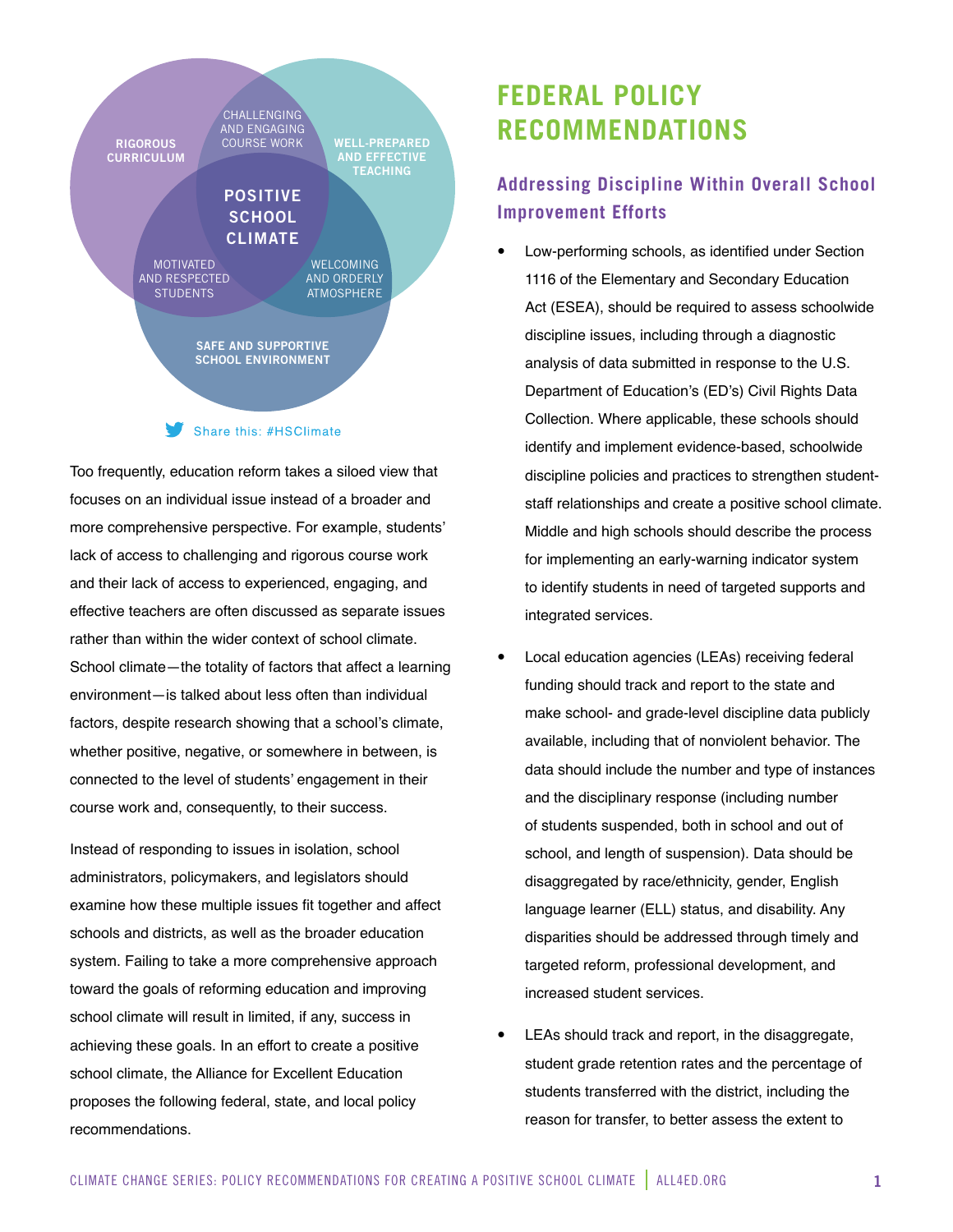RIGOROUS CURRICULUM

CHALLENGING AND ENGAGING COURSE WORK

WELL-PREPARED AND EFFECTIVE TEACHING

POSITIVE SCHOOL CLIMATE

MOTIVATED AND RESPECTED STUDENTS

WELCOMING AND ORDERLY ATMOSPHERE

SAFE AND SUPPORTIVE SCHOOL ENVIRONMENT

Share this: #HSClimate

Too frequently, education reform takes a siloed view that focuses on an individual issue instead of a broader and more comprehensive perspective. For example, students' lack of access to challenging and rigorous course work and their lack of access to experienced, engaging, and effective teachers are often discussed as separate issues rather than within the wider context of school climate. School climate—the totality of factors that affect a learning environment—is talked about less often than individual factors, despite research showing that a school's climate, whether positive, negative, or somewhere in between, is connected to the level of students' engagement in their course work and, consequently, to their success.

Instead of responding to issues in isolation, school administrators, policymakers, and legislators should examine how these multiple issues fit together and affect schools and districts, as well as the broader education system. Failing to take a more comprehensive approach toward the goals of reforming education and improving school climate will result in limited, if any, success in achieving these goals. In an effort to create a positive school climate, the Alliance for Excellent Education proposes the following federal, state, and local policy recommendations.

# FEDERAL POLICY RECOMMENDATIONS

## Addressing Discipline Within Overall School Improvement Efforts

- Low-performing schools, as identified under Section 1116 of the Elementary and Secondary Education Act (ESEA), should be required to assess schoolwide discipline issues, including through a diagnostic analysis of data submitted in response to the U.S. Department of Education's (ED's) Civil Rights Data Collection. Where applicable, these schools should identify and implement evidence-based, schoolwide discipline policies and practices to strengthen student-staff relationships and create a positive school climate. Middle and high schools should describe the process for implementing an early-warning indicator system to identify students in need of targeted supports and integrated services.

- Local education agencies (LEAs) receiving federal funding should track and report to the state and make school- and grade-level discipline data publicly available, including that of nonviolent behavior. The data should include the number and type of instances and the disciplinary response (including number of students suspended, both in school and out of school, and length of suspension). Data should be disaggregated by race/ethnicity, gender, English language learner (ELL) status, and disability. Any disparities should be addressed through timely and targeted reform, professional development, and increased student services.

- LEAs should track and report, in the disaggregate, student grade retention rates and the percentage of students transferred with the district, including the reason for transfer, to better assess the extent to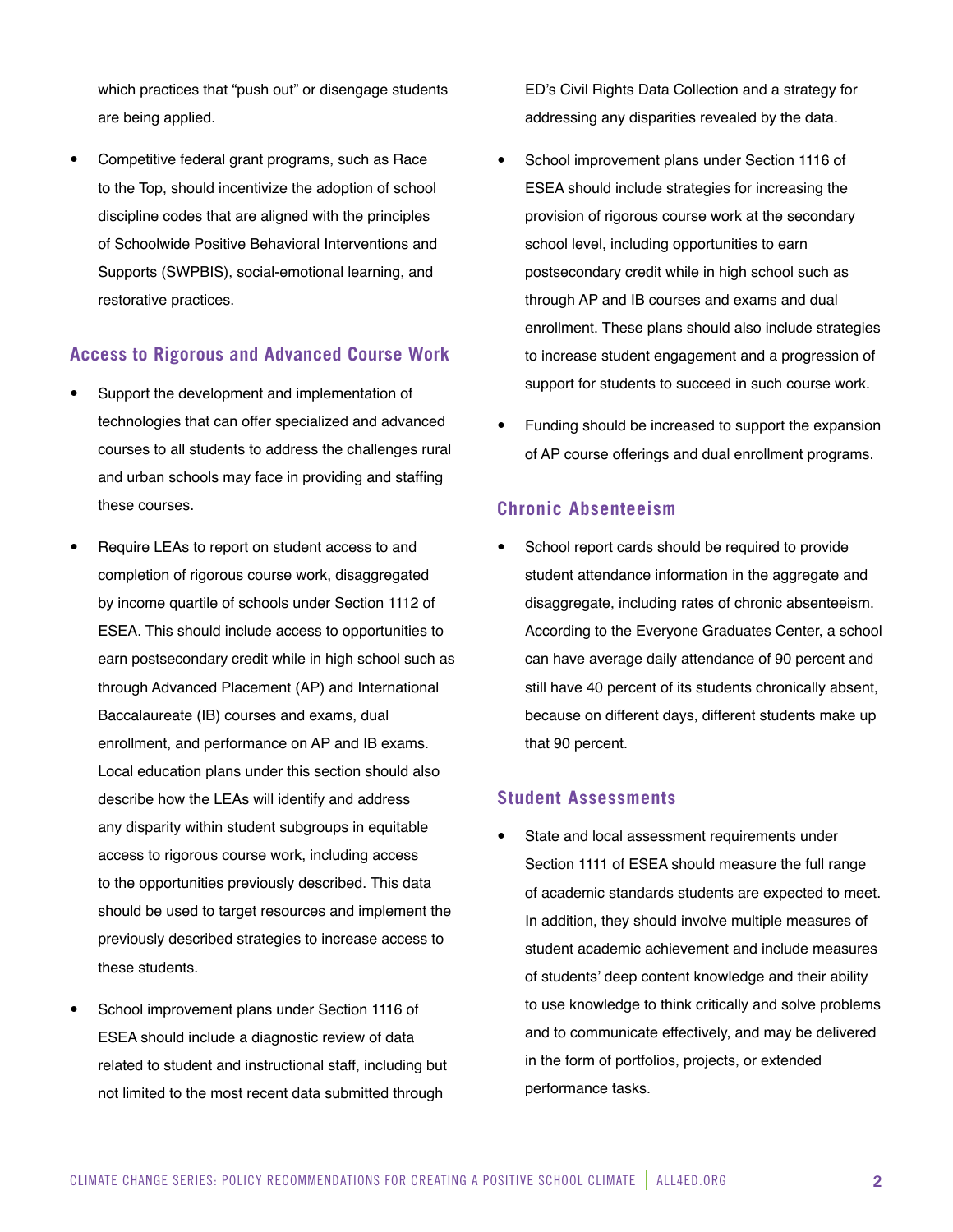which practices that "push out" or disengage students are being applied.

- Competitive federal grant programs, such as Race to the Top, should incentivize the adoption of school discipline codes that are aligned with the principles of Schoolwide Positive Behavioral Interventions and Supports (SWPBIS), social-emotional learning, and restorative practices.

### Access to Rigorous and Advanced Course Work

- Support the development and implementation of technologies that can offer specialized and advanced courses to all students to address the challenges rural and urban schools may face in providing and staffing these courses.
- Require LEAs to report on student access to and completion of rigorous course work, disaggregated by income quartile of schools under Section 1112 of ESEA. This should include access to opportunities to earn postsecondary credit while in high school such as through Advanced Placement (AP) and International Baccalaureate (IB) courses and exams, dual enrollment, and performance on AP and IB exams. Local education plans under this section should also describe how the LEAs will identify and address any disparity within student subgroups in equitable access to rigorous course work, including access to the opportunities previously described. This data should be used to target resources and implement the previously described strategies to increase access to these students.
- School improvement plans under Section 1116 of ESEA should include a diagnostic review of data related to student and instructional staff, including but not limited to the most recent data submitted through ED's Civil Rights Data Collection and a strategy for addressing any disparities revealed by the data.
- School improvement plans under Section 1116 of ESEA should include strategies for increasing the provision of rigorous course work at the secondary school level, including opportunities to earn postsecondary credit while in high school such as through AP and IB courses and exams and dual enrollment. These plans should also include strategies to increase student engagement and a progression of support for students to succeed in such course work.
- Funding should be increased to support the expansion of AP course offerings and dual enrollment programs.

### Chronic Absenteeism

- School report cards should be required to provide student attendance information in the aggregate and disaggregate, including rates of chronic absenteeism. According to the Everyone Graduates Center, a school can have average daily attendance of 90 percent and still have 40 percent of its students chronically absent, because on different days, different students make up that 90 percent.

### Student Assessments

- State and local assessment requirements under Section 1111 of ESEA should measure the full range of academic standards students are expected to meet. In addition, they should involve multiple measures of student academic achievement and include measures of students' deep content knowledge and their ability to use knowledge to think critically and solve problems and to communicate effectively, and may be delivered in the form of portfolios, projects, or extended performance tasks.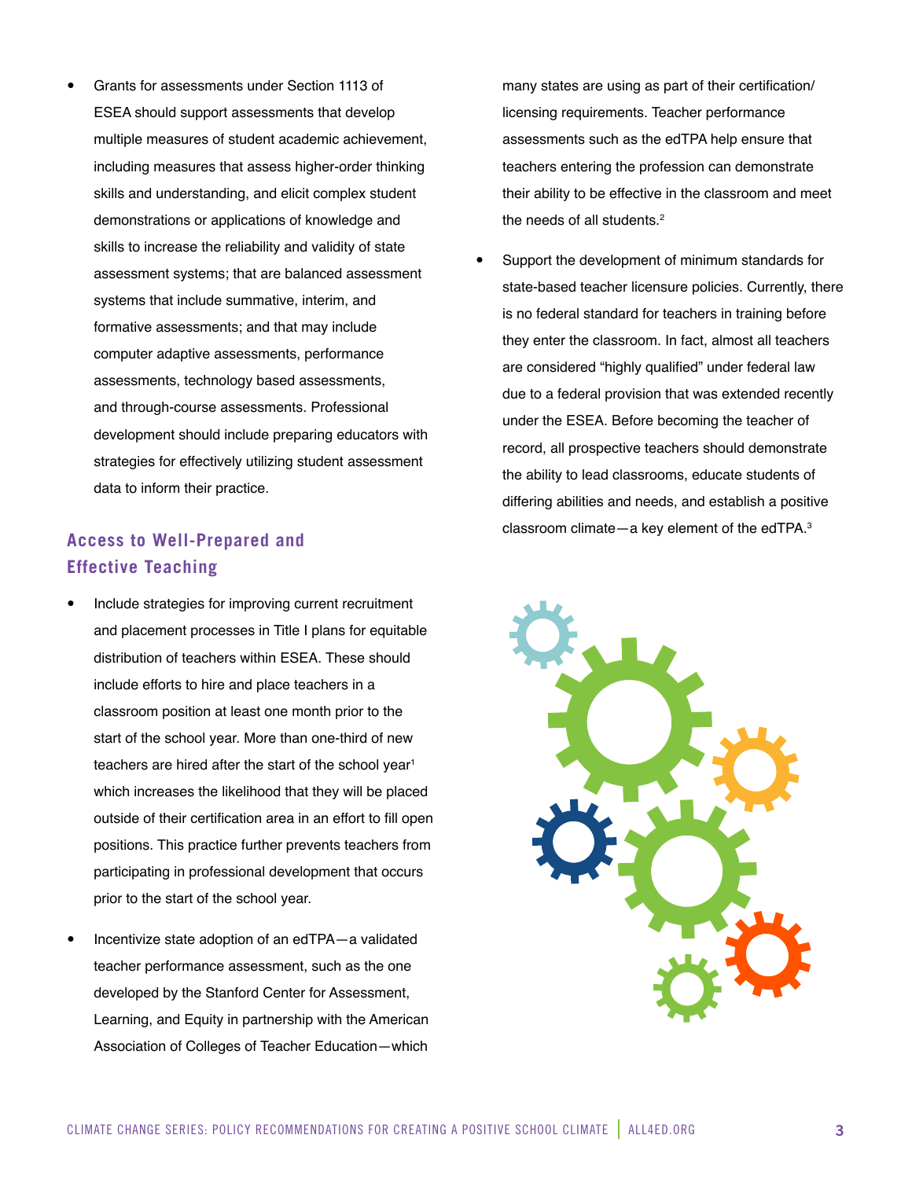- Grants for assessments under Section 1113 of ESEA should support assessments that develop multiple measures of student academic achievement, including measures that assess higher-order thinking skills and understanding, and elicit complex student demonstrations or applications of knowledge and skills to increase the reliability and validity of state assessment systems; that are balanced assessment systems that include summative, interim, and formative assessments; and that may include computer adaptive assessments, performance assessments, technology based assessments, and through-course assessments. Professional development should include preparing educators with strategies for effectively utilizing student assessment data to inform their practice.

## Access to Well-Prepared and Effective Teaching

- Include strategies for improving current recruitment and placement processes in Title I plans for equitable distribution of teachers within ESEA. These should include efforts to hire and place teachers in a classroom position at least one month prior to the start of the school year. More than one-third of new teachers are hired after the start of the school year[1] which increases the likelihood that they will be placed outside of their certification area in an effort to fill open positions. This practice further prevents teachers from participating in professional development that occurs prior to the start of the school year.

- Incentivize state adoption of an edTPA—a validated teacher performance assessment, such as the one developed by the Stanford Center for Assessment, Learning, and Equity in partnership with the American Association of Colleges of Teacher Education—which many states are using as part of their certification/licensing requirements. Teacher performance assessments such as the edTPA help ensure that teachers entering the profession can demonstrate their ability to be effective in the classroom and meet the needs of all students.[2]

- Support the development of minimum standards for state-based teacher licensure policies. Currently, there is no federal standard for teachers in training before they enter the classroom. In fact, almost all teachers are considered "highly qualified" under federal law due to a federal provision that was extended recently under the ESEA. Before becoming the teacher of record, all prospective teachers should demonstrate the ability to lead classrooms, educate students of differing abilities and needs, and establish a positive classroom climate—a key element of the edTPA.[3]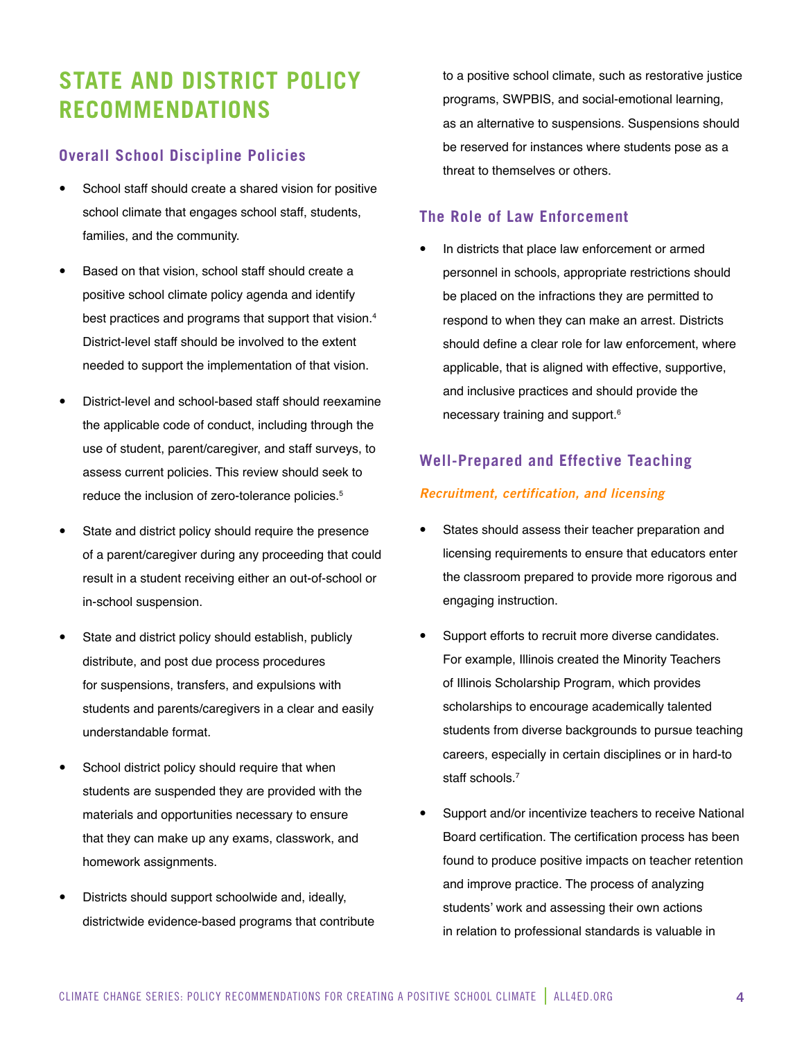## STATE AND DISTRICT POLICY RECOMMENDATIONS

### Overall School Discipline Policies

- School staff should create a shared vision for positive school climate that engages school staff, students, families, and the community.
- Based on that vision, school staff should create a positive school climate policy agenda and identify best practices and programs that support that vision.[4] District-level staff should be involved to the extent needed to support the implementation of that vision.
- District-level and school-based staff should reexamine the applicable code of conduct, including through the use of student, parent/caregiver, and staff surveys, to assess current policies. This review should seek to reduce the inclusion of zero-tolerance policies.[5]
- State and district policy should require the presence of a parent/caregiver during any proceeding that could result in a student receiving either an out-of-school or in-school suspension.
- State and district policy should establish, publicly distribute, and post due process procedures for suspensions, transfers, and expulsions with students and parents/caregivers in a clear and easily understandable format.
- School district policy should require that when students are suspended they are provided with the materials and opportunities necessary to ensure that they can make up any exams, classwork, and homework assignments.
- Districts should support schoolwide and, ideally, districtwide evidence-based programs that contribute to a positive school climate, such as restorative justice programs, SWPBIS, and social-emotional learning, as an alternative to suspensions. Suspensions should be reserved for instances where students pose as a threat to themselves or others.

### The Role of Law Enforcement

- In districts that place law enforcement or armed personnel in schools, appropriate restrictions should be placed on the infractions they are permitted to respond to when they can make an arrest. Districts should define a clear role for law enforcement, where applicable, that is aligned with effective, supportive, and inclusive practices and should provide the necessary training and support.[6]

### Well-Prepared and Effective Teaching

#### *Recruitment, certification, and licensing*

- States should assess their teacher preparation and licensing requirements to ensure that educators enter the classroom prepared to provide more rigorous and engaging instruction.
- Support efforts to recruit more diverse candidates. For example, Illinois created the Minority Teachers of Illinois Scholarship Program, which provides scholarships to encourage academically talented students from diverse backgrounds to pursue teaching careers, especially in certain disciplines or in hard-to staff schools.[7]
- Support and/or incentivize teachers to receive National Board certification. The certification process has been found to produce positive impacts on teacher retention and improve practice. The process of analyzing students' work and assessing their own actions in relation to professional standards is valuable in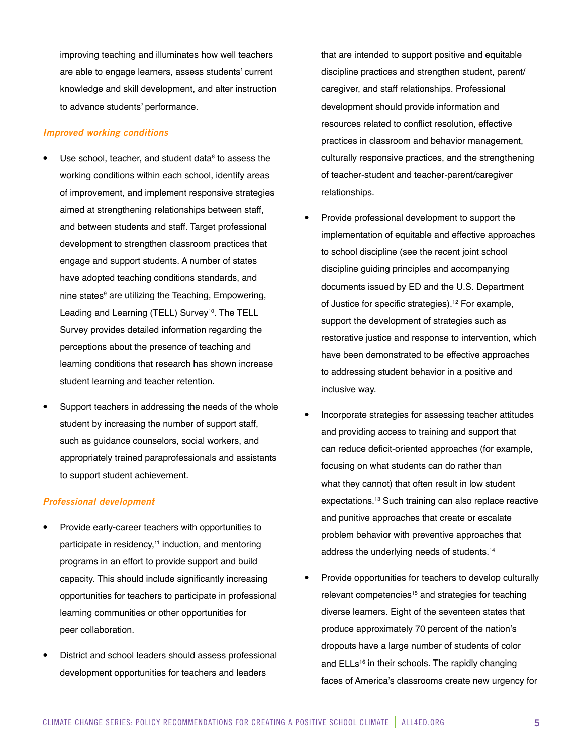improving teaching and illuminates how well teachers are able to engage learners, assess students' current knowledge and skill development, and alter instruction to advance students' performance.

*Improved working conditions*

- Use school, teacher, and student data[8] to assess the working conditions within each school, identify areas of improvement, and implement responsive strategies aimed at strengthening relationships between staff, and between students and staff. Target professional development to strengthen classroom practices that engage and support students. A number of states have adopted teaching conditions standards, and nine states[9] are utilizing the Teaching, Empowering, Leading and Learning (TELL) Survey[10]. The TELL Survey provides detailed information regarding the perceptions about the presence of teaching and learning conditions that research has shown increase student learning and teacher retention.
- Support teachers in addressing the needs of the whole student by increasing the number of support staff, such as guidance counselors, social workers, and appropriately trained paraprofessionals and assistants to support student achievement.

*Professional development*

- Provide early-career teachers with opportunities to participate in residency,[11] induction, and mentoring programs in an effort to provide support and build capacity. This should include significantly increasing opportunities for teachers to participate in professional learning communities or other opportunities for peer collaboration.
- District and school leaders should assess professional development opportunities for teachers and leaders that are intended to support positive and equitable discipline practices and strengthen student, parent/caregiver, and staff relationships. Professional development should provide information and resources related to conflict resolution, effective practices in classroom and behavior management, culturally responsive practices, and the strengthening of teacher-student and teacher-parent/caregiver relationships.
- Provide professional development to support the implementation of equitable and effective approaches to school discipline (see the recent joint school discipline guiding principles and accompanying documents issued by ED and the U.S. Department of Justice for specific strategies).[12] For example, support the development of strategies such as restorative justice and response to intervention, which have been demonstrated to be effective approaches to addressing student behavior in a positive and inclusive way.
- Incorporate strategies for assessing teacher attitudes and providing access to training and support that can reduce deficit-oriented approaches (for example, focusing on what students can do rather than what they cannot) that often result in low student expectations.[13] Such training can also replace reactive and punitive approaches that create or escalate problem behavior with preventive approaches that address the underlying needs of students.[14]
- Provide opportunities for teachers to develop culturally relevant competencies[15] and strategies for teaching diverse learners. Eight of the seventeen states that produce approximately 70 percent of the nation's dropouts have a large number of students of color and ELLs[16] in their schools. The rapidly changing faces of America's classrooms create new urgency for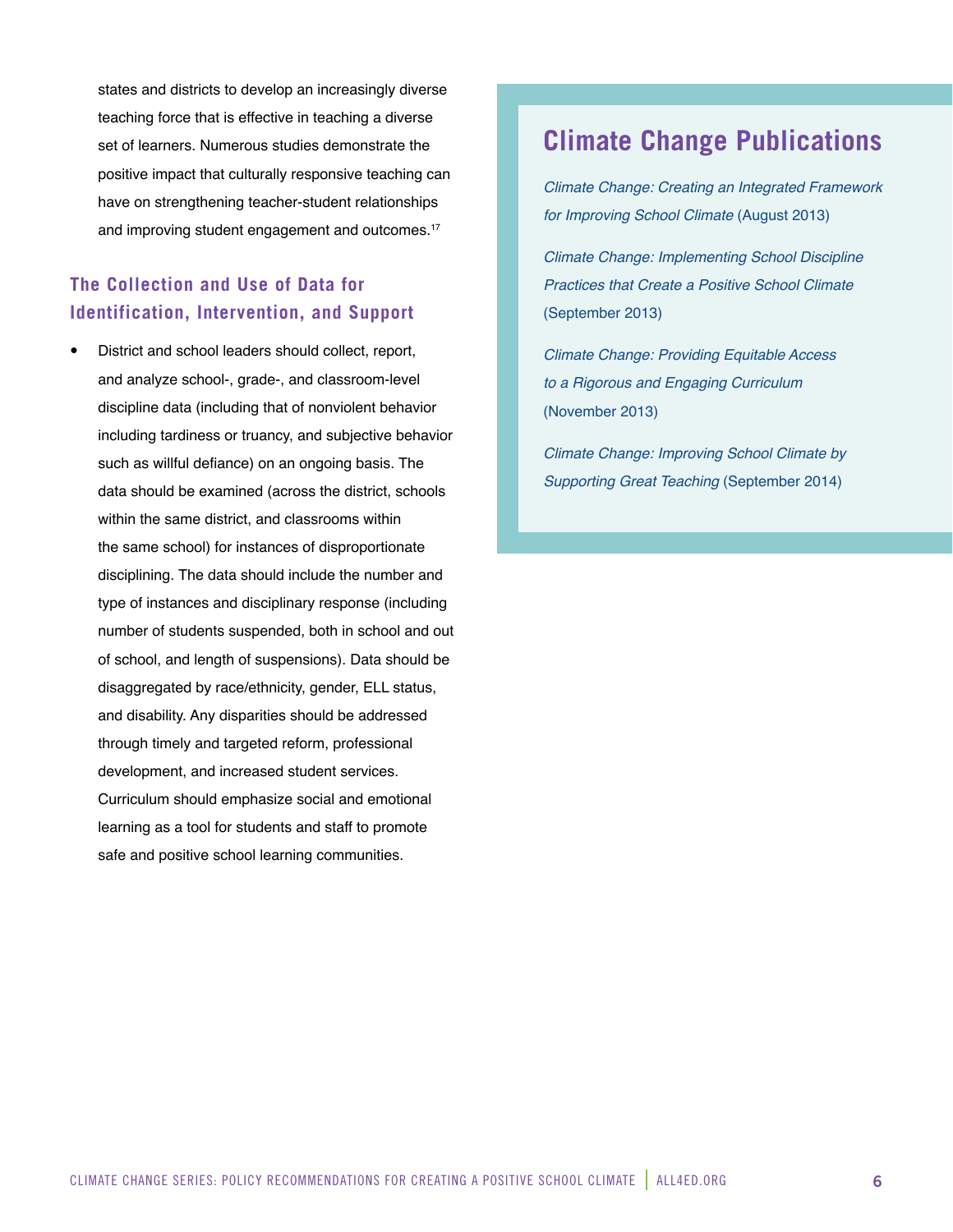states and districts to develop an increasingly diverse teaching force that is effective in teaching a diverse set of learners. Numerous studies demonstrate the positive impact that culturally responsive teaching can have on strengthening teacher-student relationships and improving student engagement and outcomes.[17]

### The Collection and Use of Data for Identification, Intervention, and Support

- District and school leaders should collect, report, and analyze school-, grade-, and classroom-level discipline data (including that of nonviolent behavior including tardiness or truancy, and subjective behavior such as willful defiance) on an ongoing basis. The data should be examined (across the district, schools within the same district, and classrooms within the same school) for instances of disproportionate disciplining. The data should include the number and type of instances and disciplinary response (including number of students suspended, both in school and out of school, and length of suspensions). Data should be disaggregated by race/ethnicity, gender, ELL status, and disability. Any disparities should be addressed through timely and targeted reform, professional development, and increased student services. Curriculum should emphasize social and emotional learning as a tool for students and staff to promote safe and positive school learning communities.

## Climate Change Publications

*Climate Change: Creating an Integrated Framework for Improving School Climate* (August 2013)

*Climate Change: Implementing School Discipline Practices that Create a Positive School Climate* (September 2013)

*Climate Change: Providing Equitable Access to a Rigorous and Engaging Curriculum* (November 2013)

*Climate Change: Improving School Climate by Supporting Great Teaching* (September 2014)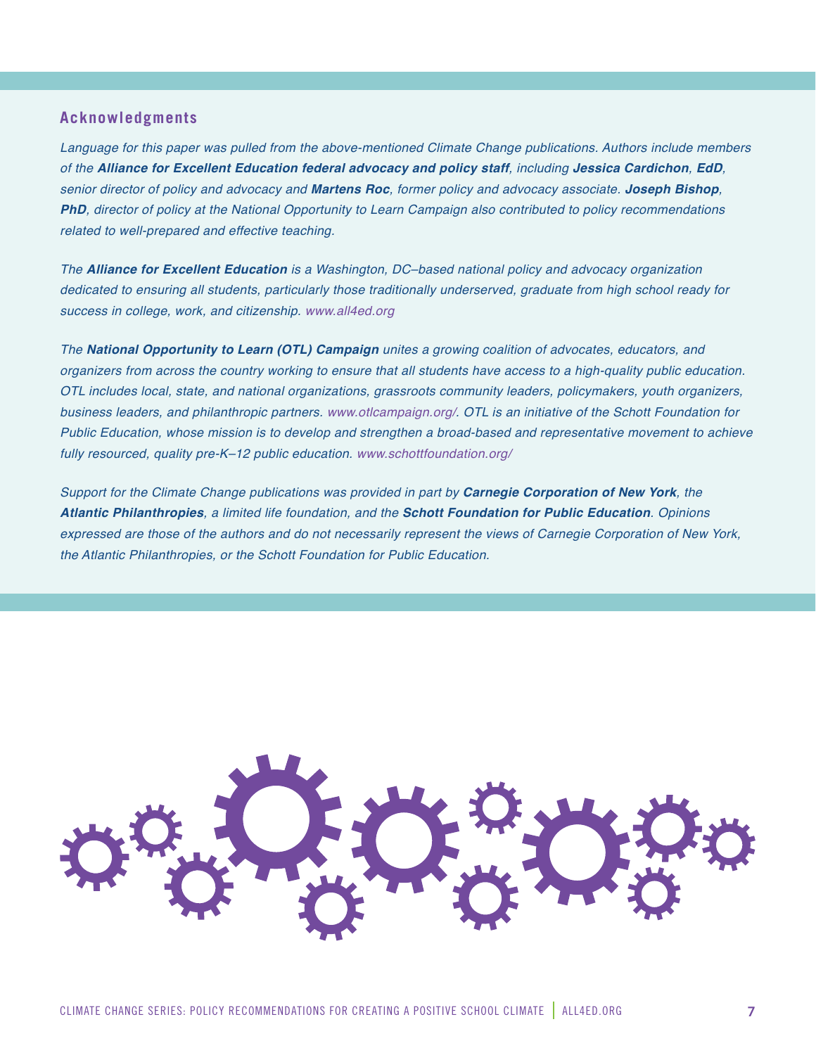## Acknowledgments

*Language for this paper was pulled from the above-mentioned Climate Change publications. Authors include members of the* ***Alliance for Excellent Education federal advocacy and policy staff****, including* ***Jessica Cardichon****,* ***EdD****, senior director of policy and advocacy and* ***Martens Roc****, former policy and advocacy associate.* ***Joseph Bishop****,* ***PhD****, director of policy at the National Opportunity to Learn Campaign also contributed to policy recommendations related to well-prepared and effective teaching.*

*The* ***Alliance for Excellent Education*** *is a Washington, DC–based national policy and advocacy organization dedicated to ensuring all students, particularly those traditionally underserved, graduate from high school ready for success in college, work, and citizenship. www.all4ed.org*

*The* ***National Opportunity to Learn (OTL) Campaign*** *unites a growing coalition of advocates, educators, and organizers from across the country working to ensure that all students have access to a high-quality public education. OTL includes local, state, and national organizations, grassroots community leaders, policymakers, youth organizers, business leaders, and philanthropic partners. www.otlcampaign.org/. OTL is an initiative of the Schott Foundation for Public Education, whose mission is to develop and strengthen a broad-based and representative movement to achieve fully resourced, quality pre-K–12 public education. www.schottfoundation.org/*

*Support for the Climate Change publications was provided in part by* ***Carnegie Corporation of New York****, the* ***Atlantic Philanthropies****, a limited life foundation, and the* ***Schott Foundation for Public Education****. Opinions expressed are those of the authors and do not necessarily represent the views of Carnegie Corporation of New York, the Atlantic Philanthropies, or the Schott Foundation for Public Education.*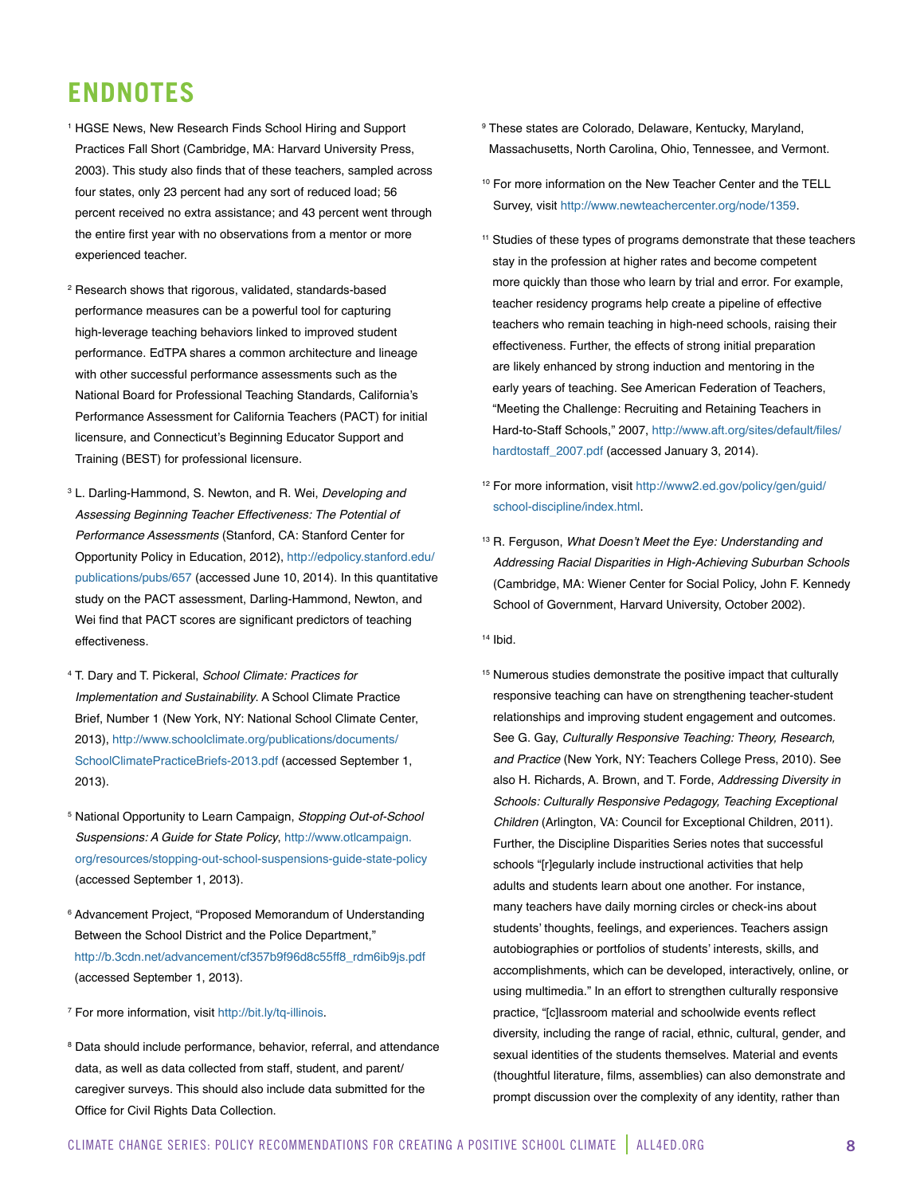# ENDNOTES

[1] HGSE News, New Research Finds School Hiring and Support Practices Fall Short (Cambridge, MA: Harvard University Press, 2003). This study also finds that of these teachers, sampled across four states, only 23 percent had any sort of reduced load; 56 percent received no extra assistance; and 43 percent went through the entire first year with no observations from a mentor or more experienced teacher.

[2] Research shows that rigorous, validated, standards-based performance measures can be a powerful tool for capturing high-leverage teaching behaviors linked to improved student performance. EdTPA shares a common architecture and lineage with other successful performance assessments such as the National Board for Professional Teaching Standards, California's Performance Assessment for California Teachers (PACT) for initial licensure, and Connecticut's Beginning Educator Support and Training (BEST) for professional licensure.

[3] L. Darling-Hammond, S. Newton, and R. Wei, *Developing and Assessing Beginning Teacher Effectiveness: The Potential of Performance Assessments* (Stanford, CA: Stanford Center for Opportunity Policy in Education, 2012), http://edpolicy.stanford.edu/publications/pubs/657 (accessed June 10, 2014). In this quantitative study on the PACT assessment, Darling-Hammond, Newton, and Wei find that PACT scores are significant predictors of teaching effectiveness.

[4] T. Dary and T. Pickeral, *School Climate: Practices for Implementation and Sustainability*. A School Climate Practice Brief, Number 1 (New York, NY: National School Climate Center, 2013), http://www.schoolclimate.org/publications/documents/SchoolClimatePracticeBriefs-2013.pdf (accessed September 1, 2013).

[5] National Opportunity to Learn Campaign, *Stopping Out-of-School Suspensions: A Guide for State Policy*, http://www.otlcampaign.org/resources/stopping-out-school-suspensions-guide-state-policy (accessed September 1, 2013).

[6] Advancement Project, "Proposed Memorandum of Understanding Between the School District and the Police Department," http://b.3cdn.net/advancement/cf357b9f96d8c55ff8_rdm6ib9js.pdf (accessed September 1, 2013).

[7] For more information, visit http://bit.ly/tq-illinois.

[8] Data should include performance, behavior, referral, and attendance data, as well as data collected from staff, student, and parent/caregiver surveys. This should also include data submitted for the Office for Civil Rights Data Collection.

[9] These states are Colorado, Delaware, Kentucky, Maryland, Massachusetts, North Carolina, Ohio, Tennessee, and Vermont.

[10] For more information on the New Teacher Center and the TELL Survey, visit http://www.newteachercenter.org/node/1359.

[11] Studies of these types of programs demonstrate that these teachers stay in the profession at higher rates and become competent more quickly than those who learn by trial and error. For example, teacher residency programs help create a pipeline of effective teachers who remain teaching in high-need schools, raising their effectiveness. Further, the effects of strong initial preparation are likely enhanced by strong induction and mentoring in the early years of teaching. See American Federation of Teachers, "Meeting the Challenge: Recruiting and Retaining Teachers in Hard-to-Staff Schools," 2007, http://www.aft.org/sites/default/files/hardtostaff_2007.pdf (accessed January 3, 2014).

[12] For more information, visit http://www2.ed.gov/policy/gen/guid/school-discipline/index.html.

[13] R. Ferguson, *What Doesn't Meet the Eye: Understanding and Addressing Racial Disparities in High-Achieving Suburban Schools* (Cambridge, MA: Wiener Center for Social Policy, John F. Kennedy School of Government, Harvard University, October 2002).

[14] Ibid.

[15] Numerous studies demonstrate the positive impact that culturally responsive teaching can have on strengthening teacher-student relationships and improving student engagement and outcomes. See G. Gay, *Culturally Responsive Teaching: Theory, Research, and Practice* (New York, NY: Teachers College Press, 2010). See also H. Richards, A. Brown, and T. Forde, *Addressing Diversity in Schools: Culturally Responsive Pedagogy, Teaching Exceptional Children* (Arlington, VA: Council for Exceptional Children, 2011). Further, the Discipline Disparities Series notes that successful schools "[r]egularly include instructional activities that help adults and students learn about one another. For instance, many teachers have daily morning circles or check-ins about students' thoughts, feelings, and experiences. Teachers assign autobiographies or portfolios of students' interests, skills, and accomplishments, which can be developed, interactively, online, or using multimedia." In an effort to strengthen culturally responsive practice, "[c]lassroom material and schoolwide events reflect diversity, including the range of racial, ethnic, cultural, gender, and sexual identities of the students themselves. Material and events (thoughtful literature, films, assemblies) can also demonstrate and prompt discussion over the complexity of any identity, rather than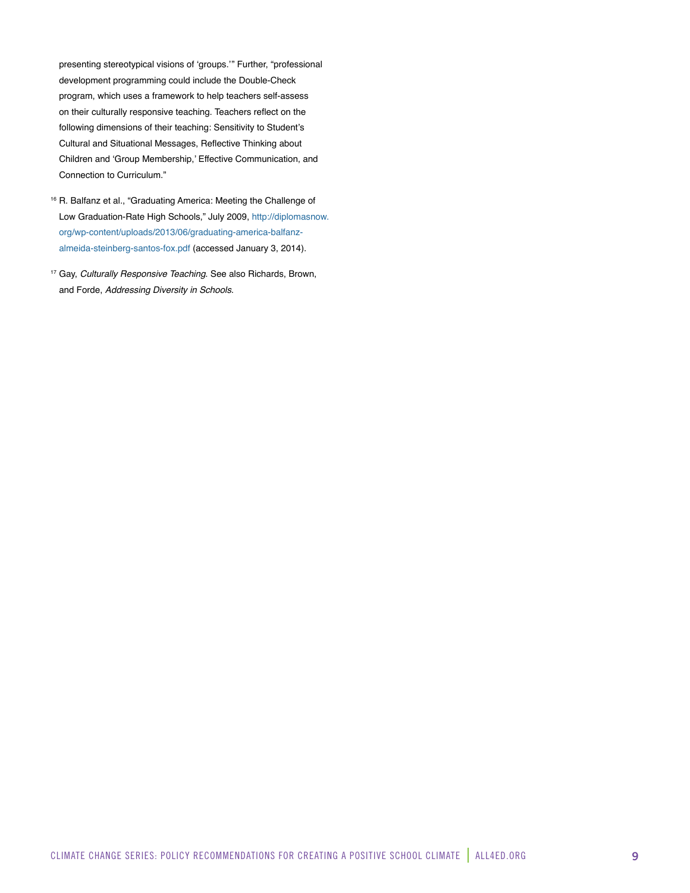presenting stereotypical visions of 'groups.'" Further, "professional development programming could include the Double-Check program, which uses a framework to help teachers self-assess on their culturally responsive teaching. Teachers reflect on the following dimensions of their teaching: Sensitivity to Student's Cultural and Situational Messages, Reflective Thinking about Children and 'Group Membership,' Effective Communication, and Connection to Curriculum."

[16] R. Balfanz et al., "Graduating America: Meeting the Challenge of Low Graduation-Rate High Schools," July 2009, http://diplomasnow.org/wp-content/uploads/2013/06/graduating-america-balfanz-almeida-steinberg-santos-fox.pdf (accessed January 3, 2014).

[17] Gay, *Culturally Responsive Teaching*. See also Richards, Brown, and Forde, *Addressing Diversity in Schools*.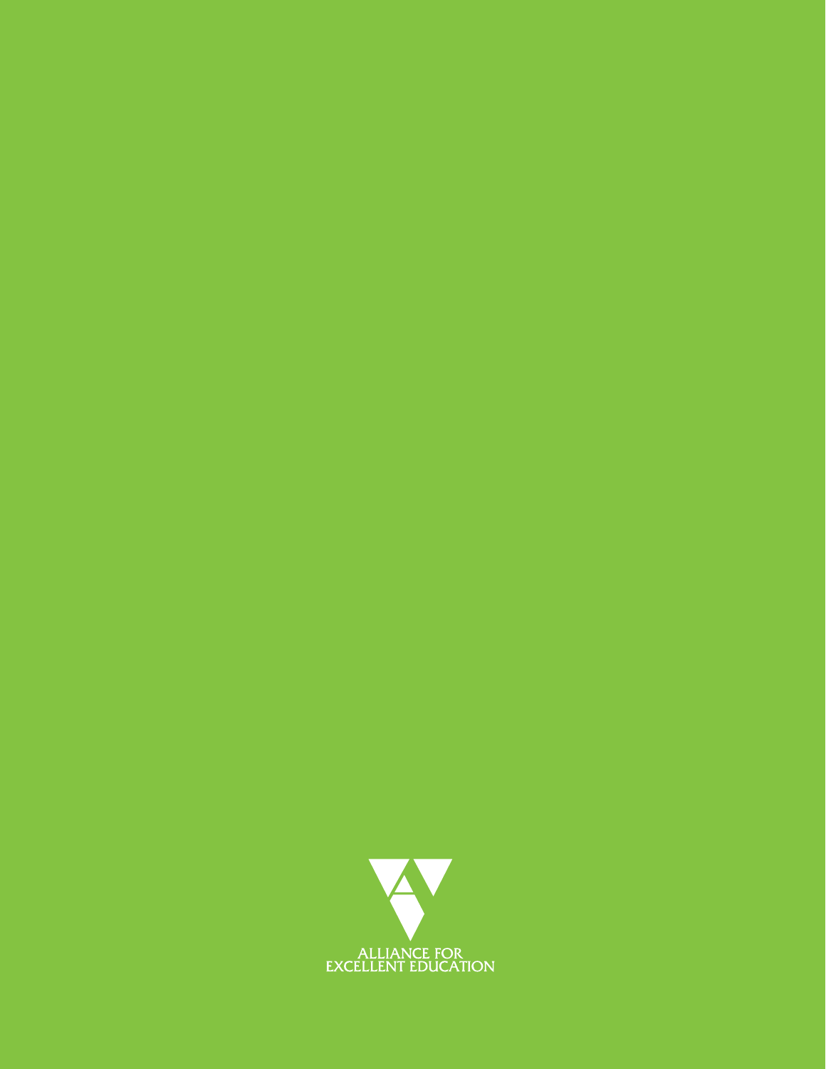ALLIANCE FOR
EXCELLENT EDUCATION